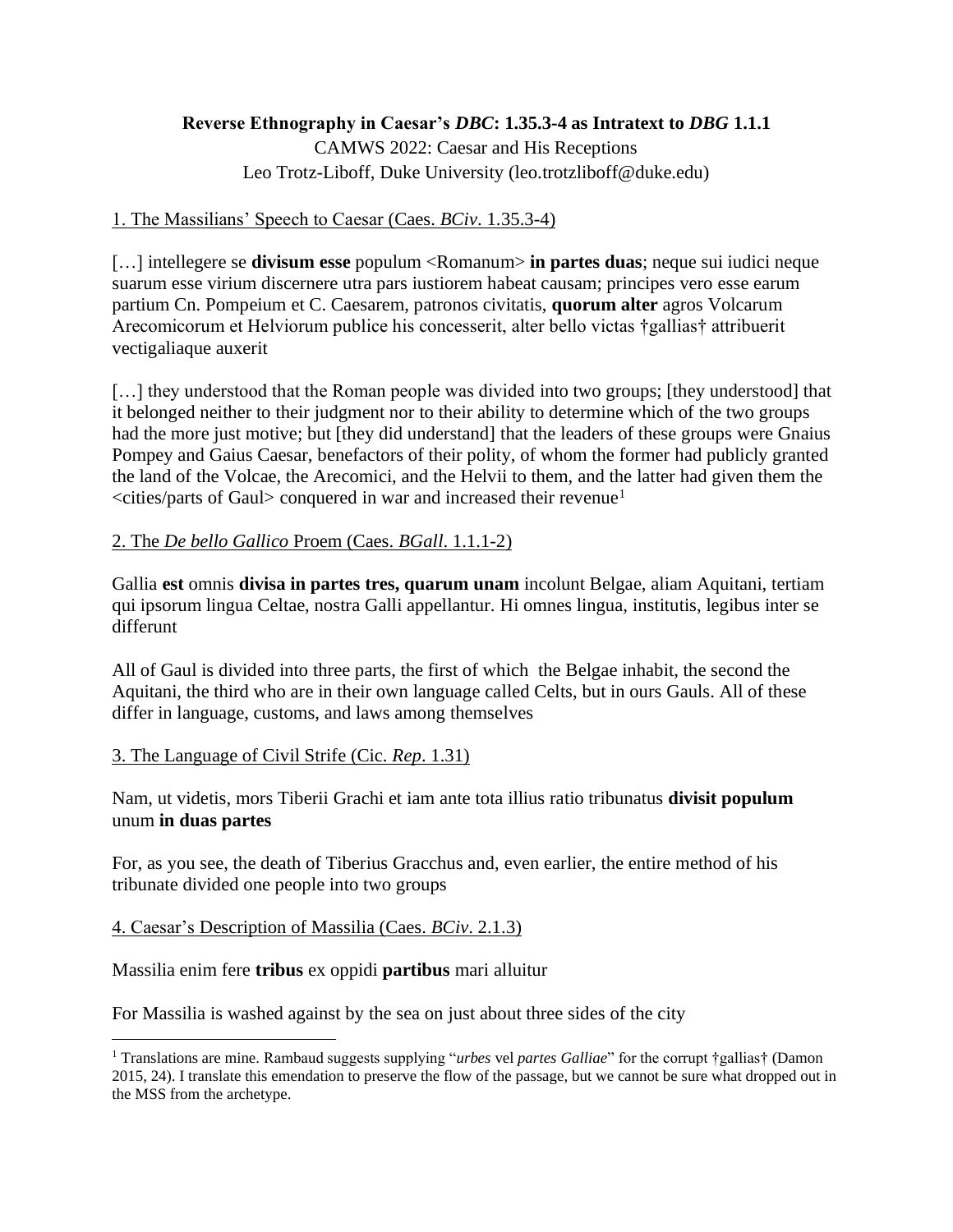**Reverse Ethnography in Caesar's *DBC*: 1.35.3-4 as Intratext to *DBG* 1.1.1**

CAMWS 2022: Caesar and His Receptions

Leo Trotz-Liboff, Duke University (leo.trotzliboff@duke.edu)

1. The Massilians' Speech to Caesar (Caes. *BCiv*. 1.35.3-4)

[…] intellegere se **divisum esse** populum <Romanum> **in partes duas**; neque sui iudici neque suarum esse virium discernere utra pars iustiorem habeat causam; principes vero esse earum partium Cn. Pompeium et C. Caesarem, patronos civitatis, **quorum alter** agros Volcarum Arecomicorum et Helviorum publice his concesserit, alter bello victas †gallias† attribuerit vectigaliaque auxerit

[…] they understood that the Roman people was divided into two groups; [they understood] that it belonged neither to their judgment nor to their ability to determine which of the two groups had the more just motive; but [they did understand] that the leaders of these groups were Gnaius Pompey and Gaius Caesar, benefactors of their polity, of whom the former had publicly granted the land of the Volcae, the Arecomici, and the Helvii to them, and the latter had given them the <cities/parts of Gaul> conquered in war and increased their revenue[1]

2. The *De bello Gallico* Proem (Caes. *BGall*. 1.1.1-2)

Gallia **est** omnis **divisa in partes tres, quarum unam** incolunt Belgae, aliam Aquitani, tertiam qui ipsorum lingua Celtae, nostra Galli appellantur. Hi omnes lingua, institutis, legibus inter se differunt

All of Gaul is divided into three parts, the first of which the Belgae inhabit, the second the Aquitani, the third who are in their own language called Celts, but in ours Gauls. All of these differ in language, customs, and laws among themselves

3. The Language of Civil Strife (Cic. *Rep*. 1.31)

Nam, ut videtis, mors Tiberii Grachi et iam ante tota illius ratio tribunatus **divisit populum** unum **in duas partes**

For, as you see, the death of Tiberius Gracchus and, even earlier, the entire method of his tribunate divided one people into two groups

4. Caesar's Description of Massilia (Caes. *BCiv*. 2.1.3)

Massilia enim fere **tribus** ex oppidi **partibus** mari alluitur

For Massilia is washed against by the sea on just about three sides of the city

[1] Translations are mine. Rambaud suggests supplying "*urbes* vel *partes Galliae*" for the corrupt †gallias† (Damon 2015, 24). I translate this emendation to preserve the flow of the passage, but we cannot be sure what dropped out in the MSS from the archetype.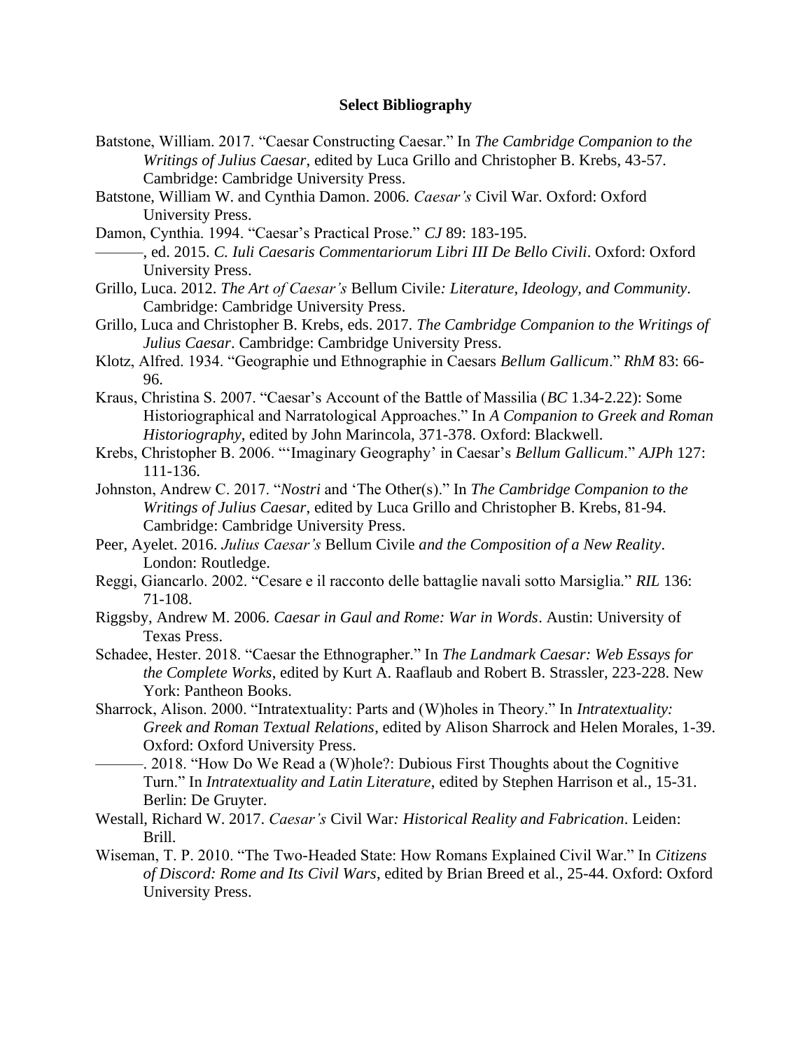**Select Bibliography**

Batstone, William. 2017. "Caesar Constructing Caesar." In *The Cambridge Companion to the Writings of Julius Caesar*, edited by Luca Grillo and Christopher B. Krebs, 43-57. Cambridge: Cambridge University Press.

Batstone, William W. and Cynthia Damon. 2006. *Caesar's* Civil War. Oxford: Oxford University Press.

Damon, Cynthia. 1994. "Caesar's Practical Prose." *CJ* 89: 183-195.

———, ed. 2015. *C. Iuli Caesaris Commentariorum Libri III De Bello Civili*. Oxford: Oxford University Press.

Grillo, Luca. 2012. *The Art of Caesar's* Bellum Civile*: Literature, Ideology, and Community*. Cambridge: Cambridge University Press.

Grillo, Luca and Christopher B. Krebs, eds. 2017. *The Cambridge Companion to the Writings of Julius Caesar*. Cambridge: Cambridge University Press.

Klotz, Alfred. 1934. "Geographie und Ethnographie in Caesars *Bellum Gallicum*." *RhM* 83: 66-96.

Kraus, Christina S. 2007. "Caesar's Account of the Battle of Massilia (*BC* 1.34-2.22): Some Historiographical and Narratological Approaches." In *A Companion to Greek and Roman Historiography*, edited by John Marincola, 371-378. Oxford: Blackwell.

Krebs, Christopher B. 2006. "'Imaginary Geography' in Caesar's *Bellum Gallicum*." *AJPh* 127: 111-136.

Johnston, Andrew C. 2017. "*Nostri* and 'The Other(s).'" In *The Cambridge Companion to the Writings of Julius Caesar*, edited by Luca Grillo and Christopher B. Krebs, 81-94. Cambridge: Cambridge University Press.

Peer, Ayelet. 2016. *Julius Caesar's* Bellum Civile *and the Composition of a New Reality*. London: Routledge.

Reggi, Giancarlo. 2002. "Cesare e il racconto delle battaglie navali sotto Marsiglia." *RIL* 136: 71-108.

Riggsby, Andrew M. 2006. *Caesar in Gaul and Rome: War in Words*. Austin: University of Texas Press.

Schadee, Hester. 2018. "Caesar the Ethnographer." In *The Landmark Caesar: Web Essays for the Complete Works*, edited by Kurt A. Raaflaub and Robert B. Strassler, 223-228. New York: Pantheon Books.

Sharrock, Alison. 2000. "Intratextuality: Parts and (W)holes in Theory." In *Intratextuality: Greek and Roman Textual Relations*, edited by Alison Sharrock and Helen Morales, 1-39. Oxford: Oxford University Press.

———. 2018. "How Do We Read a (W)hole?: Dubious First Thoughts about the Cognitive Turn." In *Intratextuality and Latin Literature*, edited by Stephen Harrison et al., 15-31. Berlin: De Gruyter.

Westall, Richard W. 2017. *Caesar's* Civil War*: Historical Reality and Fabrication*. Leiden: Brill.

Wiseman, T. P. 2010. "The Two-Headed State: How Romans Explained Civil War." In *Citizens of Discord: Rome and Its Civil Wars*, edited by Brian Breed et al., 25-44. Oxford: Oxford University Press.